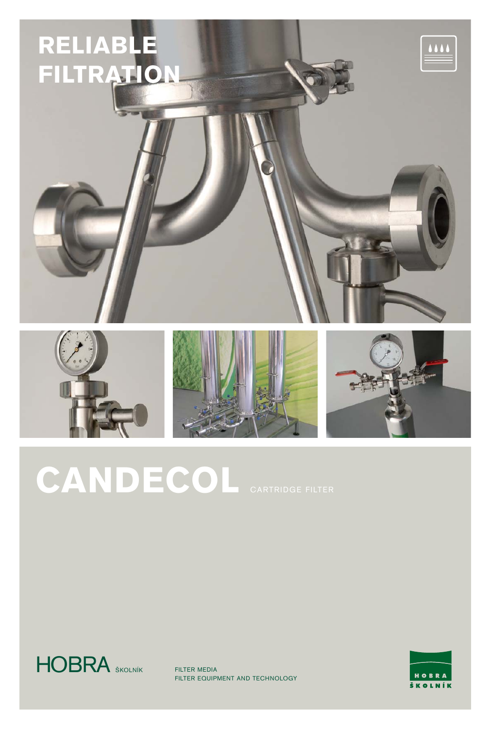# RELIABLE FILTRATION

# CANDECOL

CARTRIDGE FILTER

HOBRA ŠKOLNÍK

FILTER MEDIA
FILTER EQUIPMENT AND TECHNOLOGY

HOBRA ŠKOLNÍK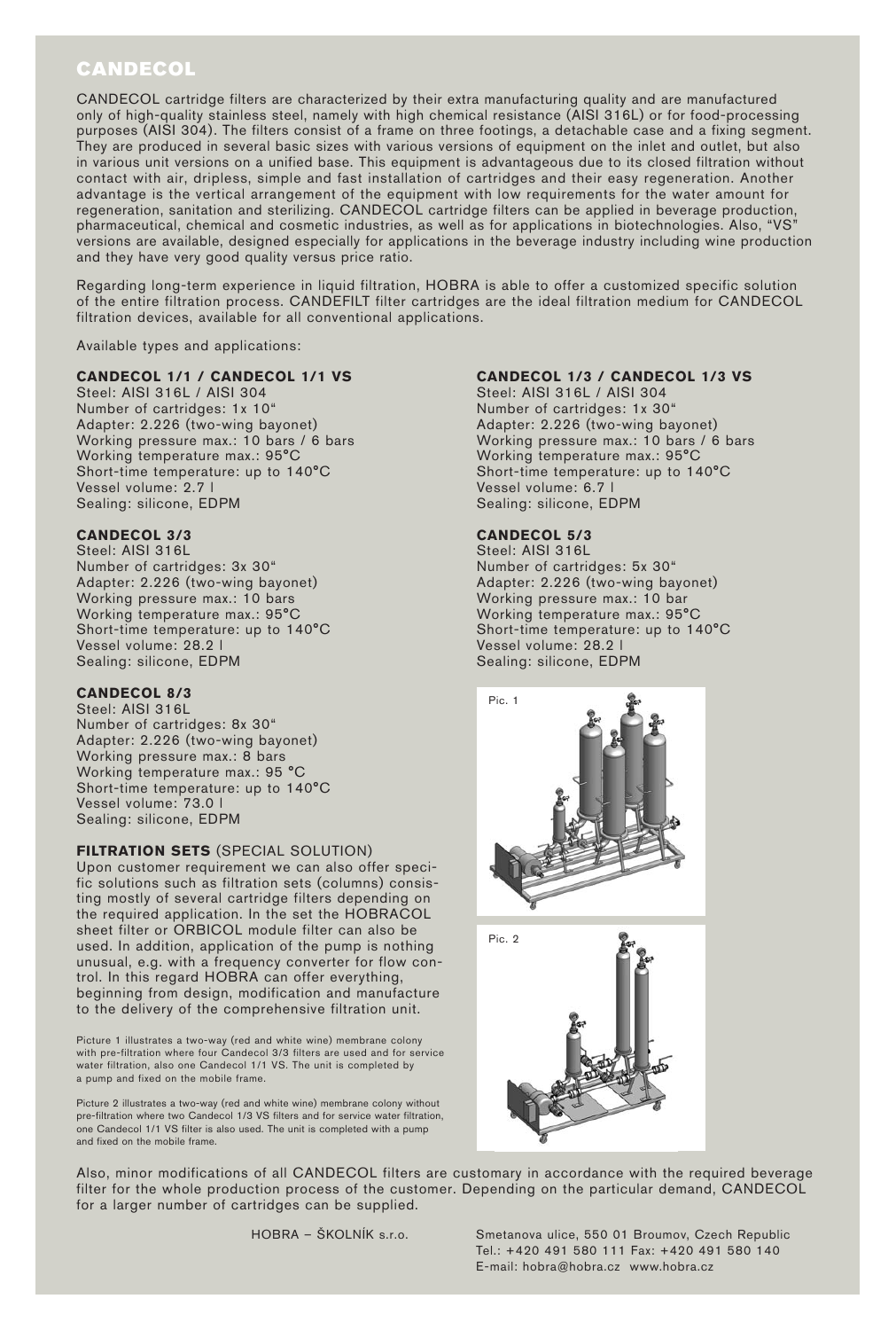## CANDECOL

CANDECOL cartridge filters are characterized by their extra manufacturing quality and are manufactured only of high-quality stainless steel, namely with high chemical resistance (AISI 316L) or for food-processing purposes (AISI 304). The filters consist of a frame on three footings, a detachable case and a fixing segment. They are produced in several basic sizes with various versions of equipment on the inlet and outlet, but also in various unit versions on a unified base. This equipment is advantageous due to its closed filtration without contact with air, dripless, simple and fast installation of cartridges and their easy regeneration. Another advantage is the vertical arrangement of the equipment with low requirements for the water amount for regeneration, sanitation and sterilizing. CANDECOL cartridge filters can be applied in beverage production, pharmaceutical, chemical and cosmetic industries, as well as for applications in biotechnologies. Also, "VS" versions are available, designed especially for applications in the beverage industry including wine production and they have very good quality versus price ratio.

Regarding long-term experience in liquid filtration, HOBRA is able to offer a customized specific solution of the entire filtration process. CANDEFILT filter cartridges are the ideal filtration medium for CANDECOL filtration devices, available for all conventional applications.

Available types and applications:

**CANDECOL 1/1 / CANDECOL 1/1 VS**
Steel: AISI 316L / AISI 304
Number of cartridges: 1x 10"
Adapter: 2.226 (two-wing bayonet)
Working pressure max.: 10 bars / 6 bars
Working temperature max.: 95°C
Short-time temperature: up to 140°C
Vessel volume: 2.7 l
Sealing: silicone, EDPM

**CANDECOL 3/3**
Steel: AISI 316L
Number of cartridges: 3x 30"
Adapter: 2.226 (two-wing bayonet)
Working pressure max.: 10 bars
Working temperature max.: 95°C
Short-time temperature: up to 140°C
Vessel volume: 28.2 l
Sealing: silicone, EDPM

**CANDECOL 8/3**
Steel: AISI 316L
Number of cartridges: 8x 30"
Adapter: 2.226 (two-wing bayonet)
Working pressure max.: 8 bars
Working temperature max.: 95 °C
Short-time temperature: up to 140°C
Vessel volume: 73.0 l
Sealing: silicone, EDPM

**FILTRATION SETS** (SPECIAL SOLUTION)
Upon customer requirement we can also offer specific solutions such as filtration sets (columns) consisting mostly of several cartridge filters depending on the required application. In the set the HOBRACOL sheet filter or ORBICOL module filter can also be used. In addition, application of the pump is nothing unusual, e.g. with a frequency converter for flow control. In this regard HOBRA can offer everything, beginning from design, modification and manufacture to the delivery of the comprehensive filtration unit.

Picture 1 illustrates a two-way (red and white wine) membrane colony with pre-filtration where four Candecol 3/3 filters are used and for service water filtration, also one Candecol 1/1 VS. The unit is completed by a pump and fixed on the mobile frame.

Picture 2 illustrates a two-way (red and white wine) membrane colony without pre-filtration where two Candecol 1/3 VS filters and for service water filtration, one Candecol 1/1 VS filter is also used. The unit is completed with a pump and fixed on the mobile frame.

**CANDECOL 1/3 / CANDECOL 1/3 VS**
Steel: AISI 316L / AISI 304
Number of cartridges: 1x 30"
Adapter: 2.226 (two-wing bayonet)
Working pressure max.: 10 bars / 6 bars
Working temperature max.: 95°C
Short-time temperature: up to 140°C
Vessel volume: 6.7 l
Sealing: silicone, EDPM

**CANDECOL 5/3**
Steel: AISI 316L
Number of cartridges: 5x 30"
Adapter: 2.226 (two-wing bayonet)
Working pressure max.: 10 bar
Working temperature max.: 95°C
Short-time temperature: up to 140°C
Vessel volume: 28.2 l
Sealing: silicone, EDPM

Pic. 1

Pic. 2

Also, minor modifications of all CANDECOL filters are customary in accordance with the required beverage filter for the whole production process of the customer. Depending on the particular demand, CANDECOL for a larger number of cartridges can be supplied.

HOBRA – ŠKOLNÍK s.r.o.

Smetanova ulice, 550 01 Broumov, Czech Republic
Tel.: +420 491 580 111 Fax: +420 491 580 140
E-mail: hobra@hobra.cz www.hobra.cz